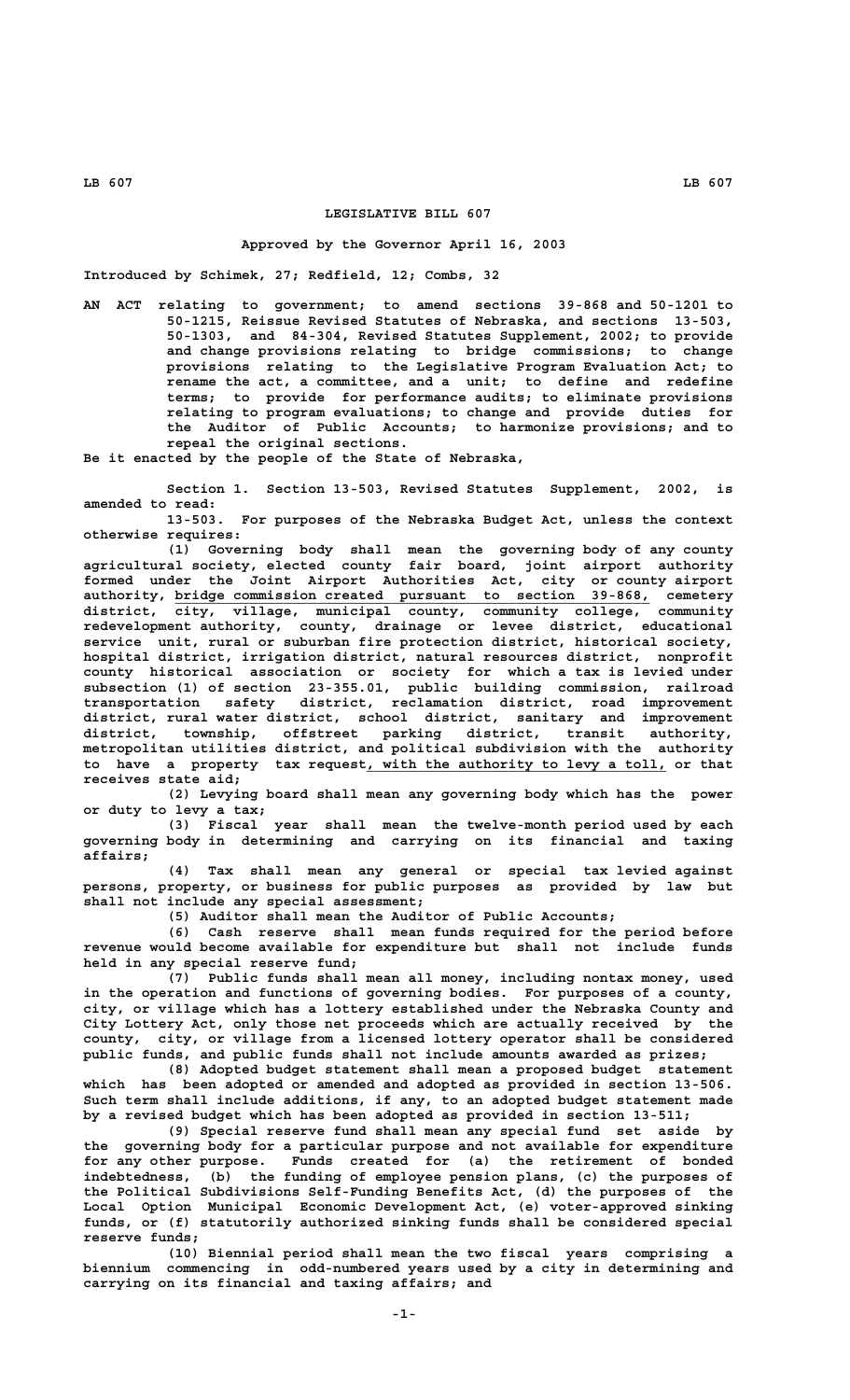# LEGISLATIVE BILL 607

### Approved by the Governor April 16, 2003

Introduced by Schimek, 27; Redfield, 12; Combs, 32

AN ACT relating to government; to amend sections 39-868 and 50-1201 to 50-1215, Reissue Revised Statutes of Nebraska, and sections 13-503, 50-1303, and 84-304, Revised Statutes Supplement, 2002; to provide and change provisions relating to bridge commissions; to change provisions relating to the Legislative Program Evaluation Act; to rename the act, a committee, and a unit; to define and redefine terms; to provide for performance audits; to eliminate provisions relating to program evaluations; to change and provide duties for the Auditor of Public Accounts; to harmonize provisions; and to repeal the original sections.

Be it enacted by the people of the State of Nebraska,

Section 1. Section 13-503, Revised Statutes Supplement, 2002, is amended to read:

13-503. For purposes of the Nebraska Budget Act, unless the context otherwise requires:

(1) Governing body shall mean the governing body of any county agricultural society, elected county fair board, joint airport authority formed under the Joint Airport Authorities Act, city or county airport authority, bridge commission created pursuant to section 39-868, cemetery district, city, village, municipal county, community college, community redevelopment authority, county, drainage or levee district, educational service unit, rural or suburban fire protection district, historical society, hospital district, irrigation district, natural resources district, nonprofit county historical association or society for which a tax is levied under subsection (1) of section 23-355.01, public building commission, railroad transportation safety district, reclamation district, road improvement district, rural water district, school district, sanitary and improvement district, township, offstreet parking district, transit authority, metropolitan utilities district, and political subdivision with the authority to have a property tax request, with the authority to levy a toll, or that receives state aid;

(2) Levying board shall mean any governing body which has the power or duty to levy a tax;

(3) Fiscal year shall mean the twelve-month period used by each governing body in determining and carrying on its financial and taxing affairs;

(4) Tax shall mean any general or special tax levied against persons, property, or business for public purposes as provided by law but shall not include any special assessment;

(5) Auditor shall mean the Auditor of Public Accounts;

(6) Cash reserve shall mean funds required for the period before revenue would become available for expenditure but shall not include funds held in any special reserve fund;

(7) Public funds shall mean all money, including nontax money, used in the operation and functions of governing bodies. For purposes of a county, city, or village which has a lottery established under the Nebraska County and City Lottery Act, only those net proceeds which are actually received by the county, city, or village from a licensed lottery operator shall be considered public funds, and public funds shall not include amounts awarded as prizes;

(8) Adopted budget statement shall mean a proposed budget statement which has been adopted or amended and adopted as provided in section 13-506. Such term shall include additions, if any, to an adopted budget statement made by a revised budget which has been adopted as provided in section 13-511;

(9) Special reserve fund shall mean any special fund set aside by the governing body for a particular purpose and not available for expenditure for any other purpose. Funds created for (a) the retirement of bonded indebtedness, (b) the funding of employee pension plans, (c) the purposes of the Political Subdivisions Self-Funding Benefits Act, (d) the purposes of the Local Option Municipal Economic Development Act, (e) voter-approved sinking funds, or (f) statutorily authorized sinking funds shall be considered special reserve funds;

(10) Biennial period shall mean the two fiscal years comprising a biennium commencing in odd-numbered years used by a city in determining and carrying on its financial and taxing affairs; and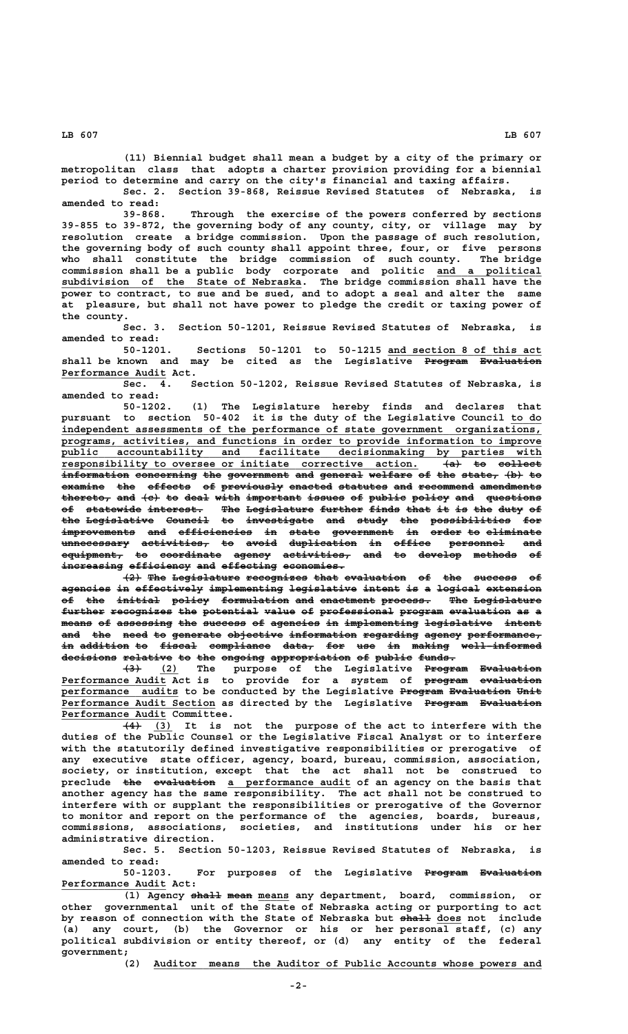(11) Biennial budget shall mean a budget by a city of the primary or metropolitan class that adopts a charter provision providing for a biennial period to determine and carry on the city's financial and taxing affairs.

Sec. 2. Section 39-868, Reissue Revised Statutes of Nebraska, is amended to read:

39-868. Through the exercise of the powers conferred by sections 39-855 to 39-872, the governing body of any county, city, or village may by resolution create a bridge commission. Upon the passage of such resolution, the governing body of such county shall appoint three, four, or five persons who shall constitute the bridge commission of such county. The bridge commission shall be a public body corporate and politic and a political subdivision of the State of Nebraska. The bridge commission shall have the power to contract, to sue and be sued, and to adopt a seal and alter the same at pleasure, but shall not have power to pledge the credit or taxing power of the county.

Sec. 3. Section 50-1201, Reissue Revised Statutes of Nebraska, is amended to read:

50-1201. Sections 50-1201 to 50-1215 and section 8 of this act shall be known and may be cited as the Legislative ~~Program Evaluation~~ Performance Audit Act.

Sec. 4. Section 50-1202, Reissue Revised Statutes of Nebraska, is amended to read:

50-1202. (1) The Legislature hereby finds and declares that pursuant to section 50-402 it is the duty of the Legislative Council to do independent assessments of the performance of state government organizations, programs, activities, and functions in order to provide information to improve public accountability and facilitate decisionmaking by parties with responsibility to oversee or initiate corrective action. ~~(a) to collect information concerning the government and general welfare of the state, (b) to examine the effects of previously enacted statutes and recommend amendments thereto, and (c) to deal with important issues of public policy and questions of statewide interest. The Legislature further finds that it is the duty of the Legislative Council to investigate and study the possibilities for improvements and efficiencies in state government in order to eliminate unnecessary activities, to avoid duplication in office personnel and equipment, to coordinate agency activities, and to develop methods of increasing efficiency and effecting economies.~~

~~(2) The Legislature recognizes that evaluation of the success of agencies in effectively implementing legislative intent is a logical extension of the initial policy formulation and enactment process. The Legislature further recognizes the potential value of professional program evaluation as a means of assessing the success of agencies in implementing legislative intent and the need to generate objective information regarding agency performance, in addition to fiscal compliance data, for use in making well-informed decisions relative to the ongoing appropriation of public funds.~~

~~(3)~~ (2) The purpose of the Legislative ~~Program Evaluation~~ Performance Audit Act is to provide for a system of ~~program evaluation~~ performance audits to be conducted by the Legislative ~~Program Evaluation Unit~~ Performance Audit Section as directed by the Legislative ~~Program Evaluation~~ Performance Audit Committee.

~~(4)~~ (3) It is not the purpose of the act to interfere with the duties of the Public Counsel or the Legislative Fiscal Analyst or to interfere with the statutorily defined investigative responsibilities or prerogative of any executive state officer, agency, board, bureau, commission, association, society, or institution, except that the act shall not be construed to preclude ~~the evaluation~~ a performance audit of an agency on the basis that another agency has the same responsibility. The act shall not be construed to interfere with or supplant the responsibilities or prerogative of the Governor to monitor and report on the performance of the agencies, boards, bureaus, commissions, associations, societies, and institutions under his or her administrative direction.

Sec. 5. Section 50-1203, Reissue Revised Statutes of Nebraska, is amended to read:

50-1203. For purposes of the Legislative ~~Program Evaluation~~ Performance Audit Act:

(1) Agency ~~shall mean~~ means any department, board, commission, or other governmental unit of the State of Nebraska acting or purporting to act by reason of connection with the State of Nebraska but ~~shall~~ does not include (a) any court, (b) the Governor or his or her personal staff, (c) any political subdivision or entity thereof, or (d) any entity of the federal government;

(2) Auditor means the Auditor of Public Accounts whose powers and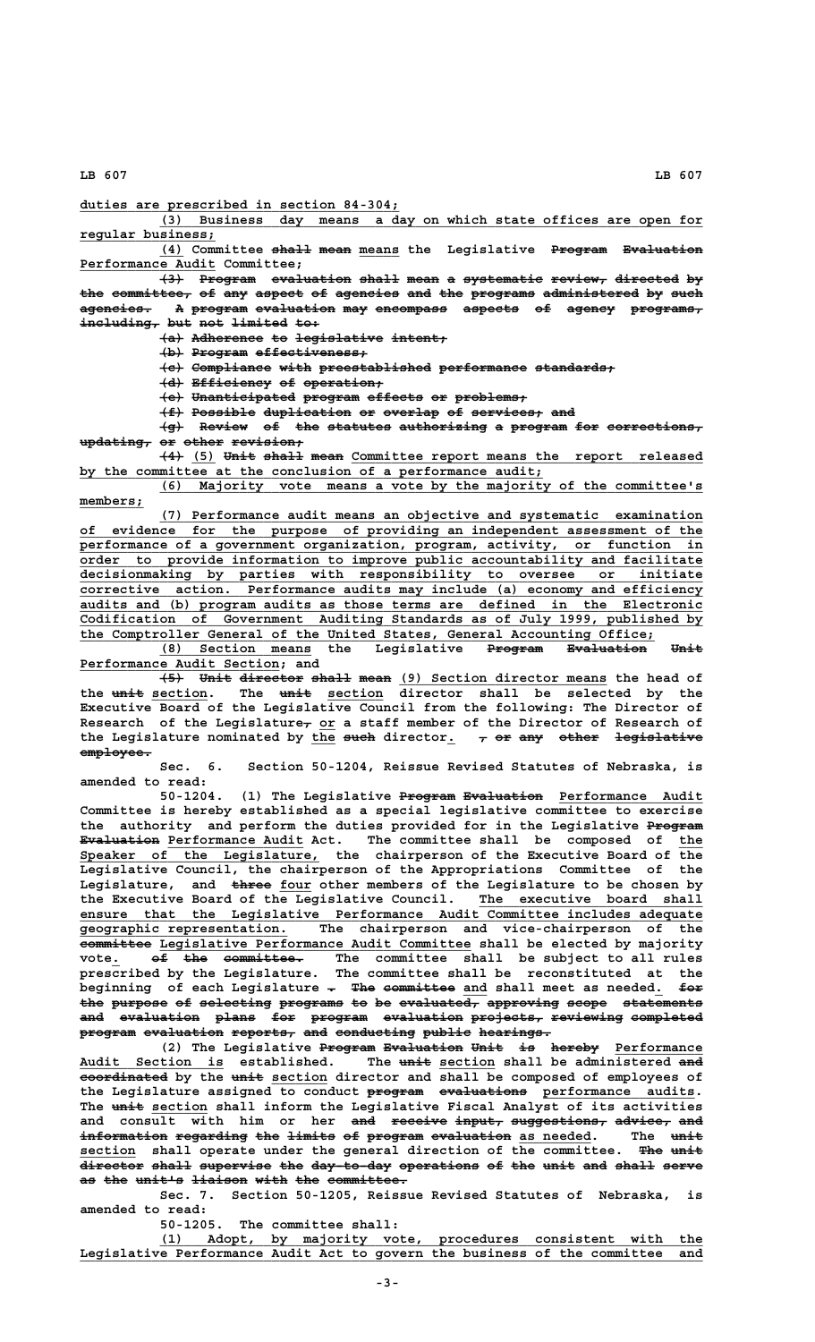duties are prescribed in section 84-304;

(3) Business day means a day on which state offices are open for regular business;

(4) Committee ~~shall mean~~ means the Legislative ~~Program Evaluation~~ Performance Audit Committee;

~~(3) Program evaluation shall mean a systematic review, directed by the committee, of any aspect of agencies and the programs administered by such agencies. A program evaluation may encompass aspects of agency programs, including, but not limited to:~~

~~(a) Adherence to legislative intent;~~

~~(b) Program effectiveness;~~

~~(c) Compliance with preestablished performance standards;~~

~~(d) Efficiency of operation;~~

~~(e) Unanticipated program effects or problems;~~

~~(f) Possible duplication or overlap of services; and~~

~~(g) Review of the statutes authorizing a program for corrections, updating, or other revision;~~

~~(4)~~ (5) ~~Unit shall mean~~ Committee report means the report released by the committee at the conclusion of a performance audit;

(6) Majority vote means a vote by the majority of the committee's members;

(7) Performance audit means an objective and systematic examination of evidence for the purpose of providing an independent assessment of the performance of a government organization, program, activity, or function in order to provide information to improve public accountability and facilitate decisionmaking by parties with responsibility to oversee or initiate corrective action. Performance audits may include (a) economy and efficiency audits and (b) program audits as those terms are defined in the Electronic Codification of Government Auditing Standards as of July 1999, published by the Comptroller General of the United States, General Accounting Office;

(8) Section means the Legislative ~~Program Evaluation Unit~~ Performance Audit Section; and

~~(5) Unit director shall mean~~ (9) Section director means the head of the ~~unit~~ section. The ~~unit~~ section director shall be selected by the Executive Board of the Legislative Council from the following: The Director of Research of the Legislature~~,~~ or a staff member of the Director of Research of the Legislature nominated by the ~~such~~ director. ~~, or any other legislative employee.~~

Sec. 6. Section 50-1204, Reissue Revised Statutes of Nebraska, is amended to read:

50-1204. (1) The Legislative ~~Program Evaluation~~ Performance Audit Committee is hereby established as a special legislative committee to exercise the authority and perform the duties provided for in the Legislative ~~Program Evaluation~~ Performance Audit Act. The committee shall be composed of the Speaker of the Legislature, the chairperson of the Executive Board of the Legislative Council, the chairperson of the Appropriations Committee of the Legislature, and ~~three~~ four other members of the Legislature to be chosen by the Executive Board of the Legislative Council. The executive board shall ensure that the Legislative Performance Audit Committee includes adequate geographic representation. The chairperson and vice-chairperson of the ~~committee~~ Legislative Performance Audit Committee shall be elected by majority vote. ~~of the committee.~~ The committee shall be subject to all rules prescribed by the Legislature. The committee shall be reconstituted at the beginning of each Legislature ~~.~~ ~~The committee~~ and shall meet as needed. ~~for the purpose of selecting programs to be evaluated, approving scope statements and evaluation plans for program evaluation projects, reviewing completed program evaluation reports, and conducting public hearings.~~

(2) The Legislative ~~Program Evaluation Unit is hereby~~ Performance Audit Section is established. The ~~unit~~ section shall be administered ~~and coordinated~~ by the ~~unit~~ section director and shall be composed of employees of the Legislature assigned to conduct ~~program evaluations~~ performance audits. The ~~unit~~ section shall inform the Legislative Fiscal Analyst of its activities and consult with him or her ~~and receive input, suggestions, advice, and information regarding the limits of program evaluation~~ as needed. The ~~unit~~ section shall operate under the general direction of the committee. ~~The unit director shall supervise the day-to-day operations of the unit and shall serve as the unit's liaison with the committee.~~

Sec. 7. Section 50-1205, Reissue Revised Statutes of Nebraska, is amended to read:

50-1205. The committee shall:

(1) Adopt, by majority vote, procedures consistent with the Legislative Performance Audit Act to govern the business of the committee and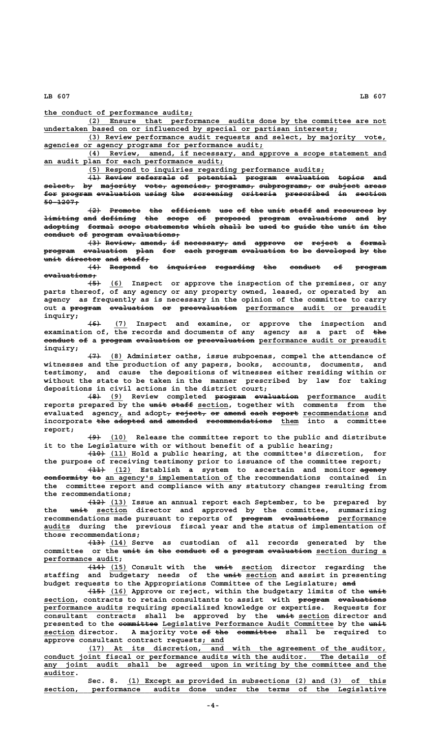the conduct of performance audits;

(2) Ensure that performance audits done by the committee are not undertaken based on or influenced by special or partisan interests;

(3) Review performance audit requests and select, by majority vote, agencies or agency programs for performance audit;

(4) Review, amend, if necessary, and approve a scope statement and an audit plan for each performance audit;

(5) Respond to inquiries regarding performance audits;

~~(1) Review referrals of potential program evaluation topics and select, by majority vote, agencies, programs, subprograms, or subject areas for program evaluation using the screening criteria prescribed in section 50-1207;~~

~~(2) Promote the efficient use of the unit staff and resources by limiting and defining the scope of proposed program evaluations and by adopting formal scope statements which shall be used to guide the unit in the conduct of program evaluations;~~

~~(3) Review, amend, if necessary, and approve or reject a formal program evaluation plan for each program evaluation to be developed by the unit director and staff;~~

~~(4) Respond to inquiries regarding the conduct of program evaluations;~~

~~(5)~~ (6) Inspect or approve the inspection of the premises, or any parts thereof, of any agency or any property owned, leased, or operated by an agency as frequently as is necessary in the opinion of the committee to carry out a ~~program evaluation or preevaluation~~ performance audit or preaudit inquiry;

~~(6)~~ (7) Inspect and examine, or approve the inspection and examination of, the records and documents of any agency as a part of ~~the conduct of~~ a ~~program evaluation or preevaluation~~ performance audit or preaudit inquiry;

~~(7)~~ (8) Administer oaths, issue subpoenas, compel the attendance of witnesses and the production of any papers, books, accounts, documents, and testimony, and cause the depositions of witnesses either residing within or without the state to be taken in the manner prescribed by law for taking depositions in civil actions in the district court;

~~(8)~~ (9) Review completed ~~program evaluation~~ performance audit reports prepared by the ~~unit staff~~ section, together with comments from the evaluated agency, and adopt~~, reject, or amend each report~~ recommendations and incorporate ~~the adopted and amended recommendations~~ them into a committee report;

~~(9)~~ (10) Release the committee report to the public and distribute it to the Legislature with or without benefit of a public hearing;

~~(10)~~ (11) Hold a public hearing, at the committee's discretion, for the purpose of receiving testimony prior to issuance of the committee report;

~~(11)~~ (12) Establish a system to ascertain and monitor ~~agency conformity to~~ an agency's implementation of the recommendations contained in the committee report and compliance with any statutory changes resulting from the recommendations;

~~(12)~~ (13) Issue an annual report each September, to be prepared by the ~~unit~~ section director and approved by the committee, summarizing recommendations made pursuant to reports of ~~program evaluations~~ performance audits during the previous fiscal year and the status of implementation of those recommendations;

~~(13)~~ (14) Serve as custodian of all records generated by the committee or the ~~unit in the conduct of a program evaluation~~ section during a performance audit;

~~(14)~~ (15) Consult with the ~~unit~~ section director regarding the staffing and budgetary needs of the ~~unit~~ section and assist in presenting budget requests to the Appropriations Committee of the Legislature; ~~and~~

~~(15)~~ (16) Approve or reject, within the budgetary limits of the ~~unit~~ section, contracts to retain consultants to assist with ~~program evaluations~~ performance audits requiring specialized knowledge or expertise. Requests for consultant contracts shall be approved by the ~~unit~~ section director and presented to the ~~committee~~ Legislative Performance Audit Committee by the ~~unit~~ section director. A majority vote ~~of the committee~~ shall be required to approve consultant contract requests; and

(17) At its discretion, and with the agreement of the auditor, conduct joint fiscal or performance audits with the auditor. The details of any joint audit shall be agreed upon in writing by the committee and the auditor.

Sec. 8. (1) Except as provided in subsections (2) and (3) of this section, performance audits done under the terms of the Legislative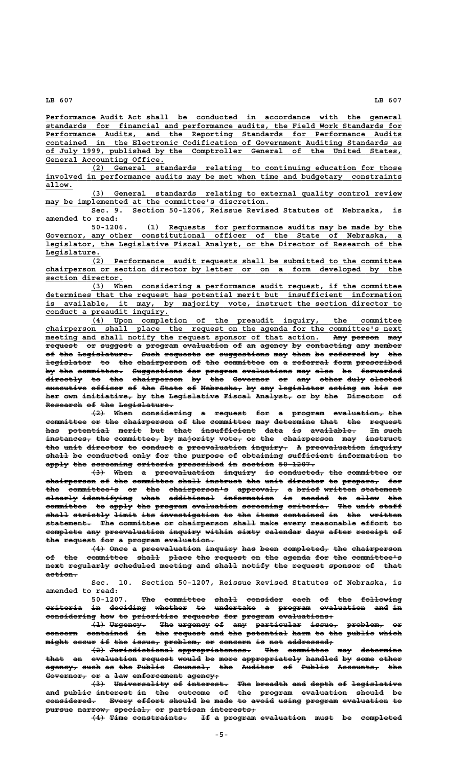Performance Audit Act shall be conducted in accordance with the general standards for financial and performance audits, the Field Work Standards for Performance Audits, and the Reporting Standards for Performance Audits contained in the Electronic Codification of Government Auditing Standards as of July 1999, published by the Comptroller General of the United States, General Accounting Office.

(2) General standards relating to continuing education for those involved in performance audits may be met when time and budgetary constraints allow.

(3) General standards relating to external quality control review may be implemented at the committee's discretion.

Sec. 9. Section 50-1206, Reissue Revised Statutes of Nebraska, is amended to read:

50-1206. (1) Requests for performance audits may be made by the Governor, any other constitutional officer of the State of Nebraska, a legislator, the Legislative Fiscal Analyst, or the Director of Research of the Legislature.

(2) Performance audit requests shall be submitted to the committee chairperson or section director by letter or on a form developed by the section director.

(3) When considering a performance audit request, if the committee determines that the request has potential merit but insufficient information is available, it may, by majority vote, instruct the section director to conduct a preaudit inquiry.

(4) Upon completion of the preaudit inquiry, the committee chairperson shall place the request on the agenda for the committee's next meeting and shall notify the request sponsor of that action. ~~Any person may request or suggest a program evaluation of an agency by contacting any member of the Legislature. Such requests or suggestions may then be referred by the legislator to the chairperson of the committee on a referral form prescribed by the committee. Suggestions for program evaluations may also be forwarded directly to the chairperson by the Governor or any other duly elected executive officer of the State of Nebraska, by any legislator acting on his or her own initiative, by the Legislative Fiscal Analyst, or by the Director of Research of the Legislature.~~

~~(2) When considering a request for a program evaluation, the committee or the chairperson of the committee may determine that the request has potential merit but that insufficient data is available. In such instances, the committee, by majority vote, or the chairperson may instruct the unit director to conduct a preevaluation inquiry. A preevaluation inquiry shall be conducted only for the purpose of obtaining sufficient information to apply the screening criteria prescribed in section 50-1207.~~

~~(3) When a preevaluation inquiry is conducted, the committee or chairperson of the committee shall instruct the unit director to prepare, for the committee's or the chairperson's approval, a brief written statement clearly identifying what additional information is needed to allow the committee to apply the program evaluation screening criteria. The unit staff shall strictly limit its investigation to the items contained in the written statement. The committee or chairperson shall make every reasonable effort to complete any preevaluation inquiry within sixty calendar days after receipt of the request for a program evaluation.~~

~~(4) Once a preevaluation inquiry has been completed, the chairperson of the committee shall place the request on the agenda for the committee's next regularly scheduled meeting and shall notify the request sponsor of that action.~~

Sec. 10. Section 50-1207, Reissue Revised Statutes of Nebraska, is amended to read:

50-1207. ~~The committee shall consider each of the following criteria in deciding whether to undertake a program evaluation and in considering how to prioritize requests for program evaluations:~~

~~(1) Urgency. The urgency of any particular issue, problem, or concern contained in the request and the potential harm to the public which might occur if the issue, problem, or concern is not addressed;~~

~~(2) Jurisdictional appropriateness. The committee may determine that an evaluation request would be more appropriately handled by some other agency, such as the Public Counsel, the Auditor of Public Accounts, the Governor, or a law enforcement agency;~~

~~(3) Universality of interest. The breadth and depth of legislative and public interest in the outcome of the program evaluation should be considered. Every effort should be made to avoid using program evaluation to pursue narrow, special, or partisan interests;~~

~~(4) Time constraints. If a program evaluation must be completed~~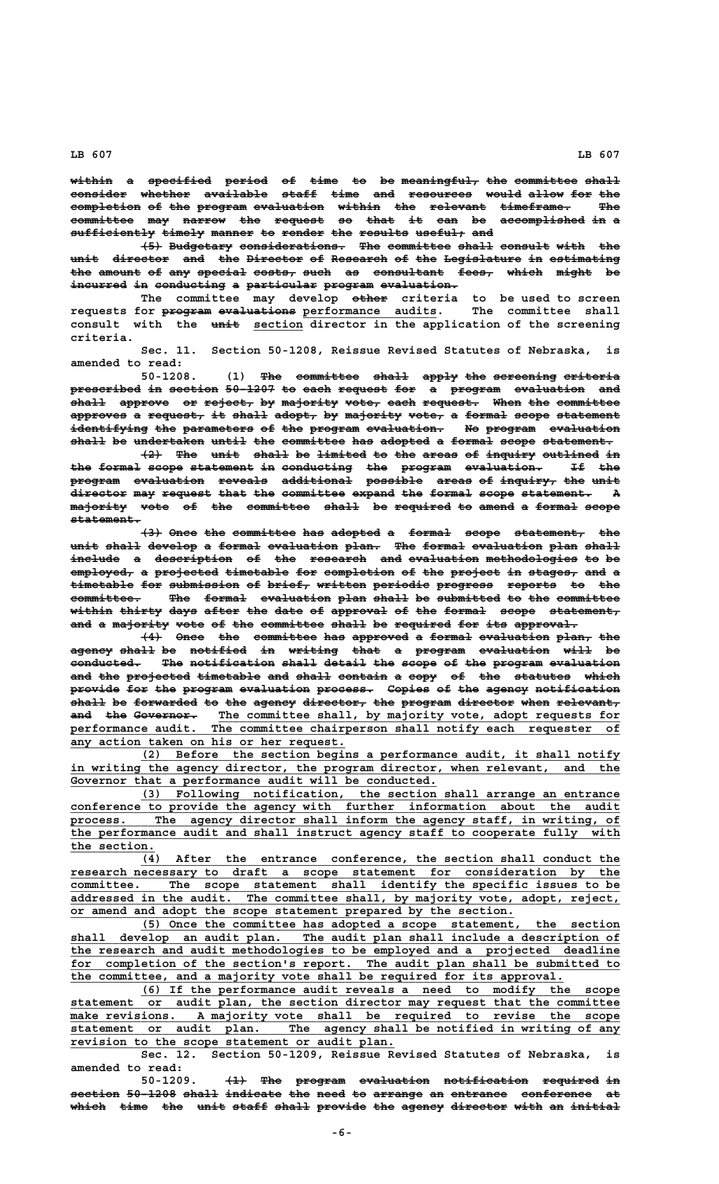~~within a specified period of time to be meaningful, the committee shall consider whether available staff time and resources would allow for the completion of the program evaluation within the relevant timeframe. The committee may narrow the request so that it can be accomplished in a sufficiently timely manner to render the results useful; and~~

~~(5) Budgetary considerations. The committee shall consult with the unit director and the Director of Research of the Legislature in estimating the amount of any special costs, such as consultant fees, which might be incurred in conducting a particular program evaluation.~~

The committee may develop ~~other~~ criteria to be used to screen requests for ~~program evaluations~~ <u>performance audits</u>. The committee shall consult with the ~~unit~~ <u>section</u> director in the application of the screening criteria.

Sec. 11. Section 50-1208, Reissue Revised Statutes of Nebraska, is amended to read:

50-1208. (1) ~~The committee shall apply the screening criteria prescribed in section 50-1207 to each request for a program evaluation and shall approve or reject, by majority vote, each request. When the committee approves a request, it shall adopt, by majority vote, a formal scope statement identifying the parameters of the program evaluation. No program evaluation shall be undertaken until the committee has adopted a formal scope statement.~~

~~(2) The unit shall be limited to the areas of inquiry outlined in the formal scope statement in conducting the program evaluation. If the program evaluation reveals additional possible areas of inquiry, the unit director may request that the committee expand the formal scope statement. A majority vote of the committee shall be required to amend a formal scope statement.~~

~~(3) Once the committee has adopted a formal scope statement, the unit shall develop a formal evaluation plan. The formal evaluation plan shall include a description of the research and evaluation methodologies to be employed, a projected timetable for completion of the project in stages, and a timetable for submission of brief, written periodic progress reports to the committee. The formal evaluation plan shall be submitted to the committee within thirty days after the date of approval of the formal scope statement, and a majority vote of the committee shall be required for its approval.~~

~~(4) Once the committee has approved a formal evaluation plan, the agency shall be notified in writing that a program evaluation will be conducted. The notification shall detail the scope of the program evaluation and the projected timetable and shall contain a copy of the statutes which provide for the program evaluation process. Copies of the agency notification shall be forwarded to the agency director, the program director when relevant, and the Governor.~~ <u>The committee shall, by majority vote, adopt requests for performance audit. The committee chairperson shall notify each requester of any action taken on his or her request.</u>

<u>(2) Before the section begins a performance audit, it shall notify in writing the agency director, the program director, when relevant, and the Governor that a performance audit will be conducted.</u>

<u>(3) Following notification, the section shall arrange an entrance conference to provide the agency with further information about the audit process. The agency director shall inform the agency staff, in writing, of the performance audit and shall instruct agency staff to cooperate fully with the section.</u>

<u>(4) After the entrance conference, the section shall conduct the research necessary to draft a scope statement for consideration by the committee. The scope statement shall identify the specific issues to be addressed in the audit. The committee shall, by majority vote, adopt, reject, or amend and adopt the scope statement prepared by the section.</u>

<u>(5) Once the committee has adopted a scope statement, the section shall develop an audit plan. The audit plan shall include a description of the research and audit methodologies to be employed and a projected deadline for completion of the section's report. The audit plan shall be submitted to the committee, and a majority vote shall be required for its approval.</u>

<u>(6) If the performance audit reveals a need to modify the scope statement or audit plan, the section director may request that the committee make revisions. A majority vote shall be required to revise the scope statement or audit plan. The agency shall be notified in writing of any revision to the scope statement or audit plan.</u>

Sec. 12. Section 50-1209, Reissue Revised Statutes of Nebraska, is amended to read:

50-1209. ~~(1) The program evaluation notification required in section 50-1208 shall indicate the need to arrange an entrance conference at which time the unit staff shall provide the agency director with an initial~~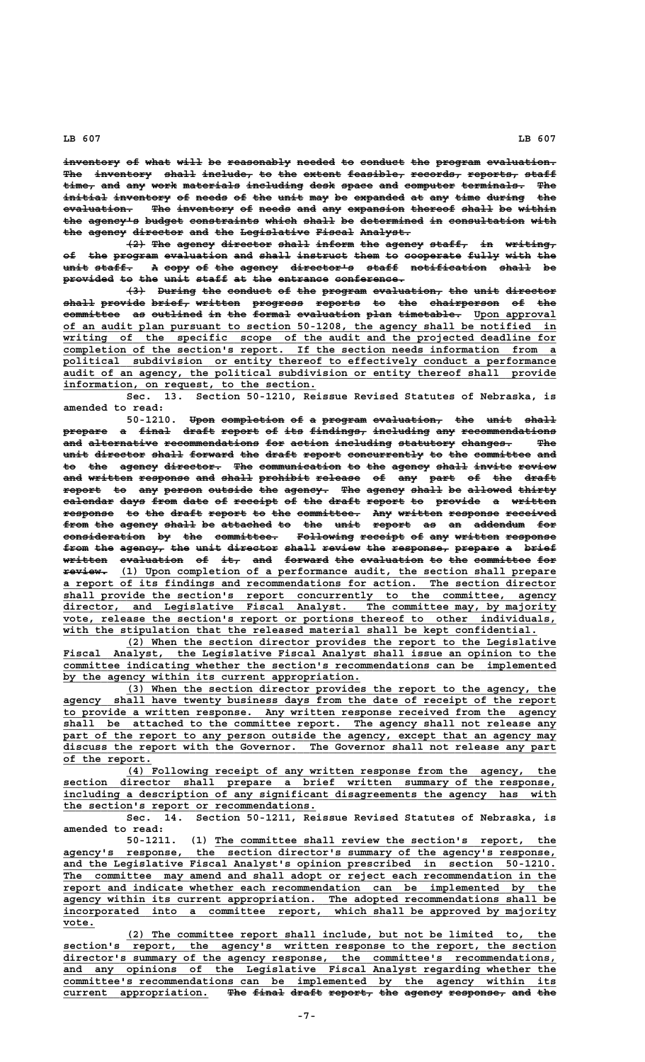~~inventory of what will be reasonably needed to conduct the program evaluation. The inventory shall include, to the extent feasible, records, reports, staff time, and any work materials including desk space and computer terminals. The initial inventory of needs of the unit may be expanded at any time during the evaluation. The inventory of needs and any expansion thereof shall be within the agency's budget constraints which shall be determined in consultation with the agency director and the Legislative Fiscal Analyst.~~

~~(2) The agency director shall inform the agency staff, in writing, of the program evaluation and shall instruct them to cooperate fully with the unit staff. A copy of the agency director's staff notification shall be provided to the unit staff at the entrance conference.~~

~~(3) During the conduct of the program evaluation, the unit director shall provide brief, written progress reports to the chairperson of the committee as outlined in the formal evaluation plan timetable.~~ Upon approval of an audit plan pursuant to section 50-1208, the agency shall be notified in writing of the specific scope of the audit and the projected deadline for completion of the section's report. If the section needs information from a political subdivision or entity thereof to effectively conduct a performance audit of an agency, the political subdivision or entity thereof shall provide information, on request, to the section.

Sec. 13. Section 50-1210, Reissue Revised Statutes of Nebraska, is amended to read:

50-1210. ~~Upon completion of a program evaluation, the unit shall prepare a final draft report of its findings, including any recommendations and alternative recommendations for action including statutory changes. The unit director shall forward the draft report concurrently to the committee and to the agency director. The communication to the agency shall invite review and written response and shall prohibit release of any part of the draft report to any person outside the agency. The agency shall be allowed thirty calendar days from date of receipt of the draft report to provide a written response to the draft report to the committee. Any written response received from the agency shall be attached to the unit report as an addendum for consideration by the committee. Following receipt of any written response from the agency, the unit director shall review the response, prepare a brief written evaluation of it, and forward the evaluation to the committee for review.~~ (1) Upon completion of a performance audit, the section shall prepare a report of its findings and recommendations for action. The section director shall provide the section's report concurrently to the committee, agency director, and Legislative Fiscal Analyst. The committee may, by majority vote, release the section's report or portions thereof to other individuals, with the stipulation that the released material shall be kept confidential.

(2) When the section director provides the report to the Legislative Fiscal Analyst, the Legislative Fiscal Analyst shall issue an opinion to the committee indicating whether the section's recommendations can be implemented by the agency within its current appropriation.

(3) When the section director provides the report to the agency, the agency shall have twenty business days from the date of receipt of the report to provide a written response. Any written response received from the agency shall be attached to the committee report. The agency shall not release any part of the report to any person outside the agency, except that an agency may discuss the report with the Governor. The Governor shall not release any part of the report.

(4) Following receipt of any written response from the agency, the section director shall prepare a brief written summary of the response, including a description of any significant disagreements the agency has with the section's report or recommendations.

Sec. 14. Section 50-1211, Reissue Revised Statutes of Nebraska, is amended to read:

50-1211. (1) The committee shall review the section's report, the agency's response, the section director's summary of the agency's response, and the Legislative Fiscal Analyst's opinion prescribed in section 50-1210. The committee may amend and shall adopt or reject each recommendation in the report and indicate whether each recommendation can be implemented by the agency within its current appropriation. The adopted recommendations shall be incorporated into a committee report, which shall be approved by majority vote.

(2) The committee report shall include, but not be limited to, the section's report, the agency's written response to the report, the section director's summary of the agency response, the committee's recommendations, and any opinions of the Legislative Fiscal Analyst regarding whether the committee's recommendations can be implemented by the agency within its current appropriation. ~~The final draft report, the agency response, and the~~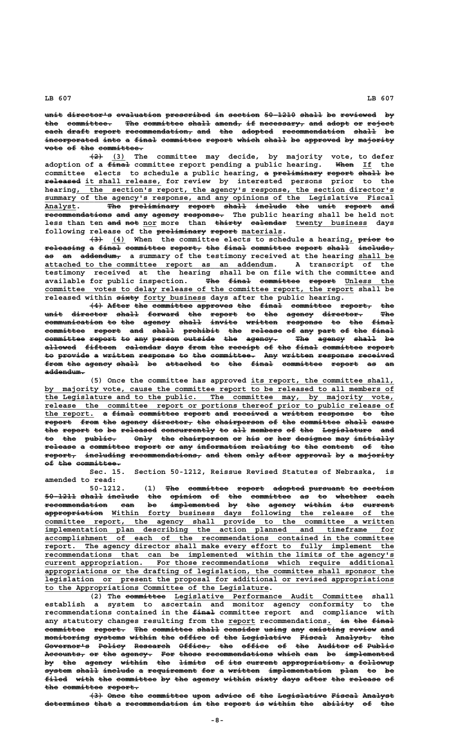~~unit director's evaluation prescribed in section 50-1210 shall be reviewed by the committee. The committee shall amend, if necessary, and adopt or reject each draft report recommendation, and the adopted recommendation shall be incorporated into a final committee report which shall be approved by majority vote of the committee.~~

~~(2)~~ (3) The committee may decide, by majority vote, to defer adoption of a ~~final~~ committee report pending a public hearing. ~~When~~ If the committee elects to schedule a public hearing, ~~a preliminary report shall be released~~ it shall release, for review by interested persons prior to the hearing, the section's report, the agency's response, the section director's summary of the agency's response, and any opinions of the Legislative Fiscal Analyst. ~~The preliminary report shall include the unit report and recommendations and any agency response.~~ The public hearing shall be held not less than ten ~~and not~~ nor more than ~~thirty calendar~~ twenty business days following release of the ~~preliminary report~~ materials.

~~(3)~~ (4) When the committee elects to schedule a hearing, ~~prior to releasing a final committee report, the final committee report shall include, as an addendum,~~ a summary of the testimony received at the hearing shall be attached to the committee report as an addendum. A transcript of the testimony received at the hearing shall be on file with the committee and available for public inspection. ~~The final committee report~~ Unless the committee votes to delay release of the committee report, the report shall be released within ~~sixty~~ forty business days after the public hearing.

~~(4) After the committee approves the final committee report, the unit director shall forward the report to the agency director. The communication to the agency shall invite written response to the final committee report and shall prohibit the release of any part of the final committee report to any person outside the agency. The agency shall be allowed fifteen calendar days from the receipt of the final committee report to provide a written response to the committee. Any written response received from the agency shall be attached to the final committee report as an addendum.~~

(5) Once the committee has approved its report, the committee shall, by majority vote, cause the committee report to be released to all members of the Legislature and to the public. The committee may, by majority vote, release the committee report or portions thereof prior to public release of the report. ~~a final committee report and received a written response to the report from the agency director, the chairperson of the committee shall cause the report to be released concurrently to all members of the Legislature and to the public. Only the chairperson or his or her designee may initially release a committee report or any information relating to the content of the report, including recommendations, and then only after approval by a majority of the committee.~~

Sec. 15. Section 50-1212, Reissue Revised Statutes of Nebraska, is amended to read:

50-1212. (1) ~~The committee report adopted pursuant to section 50-1211 shall include the opinion of the committee as to whether each recommendation can be implemented by the agency within its current appropriation~~ Within forty business days following the release of the committee report, the agency shall provide to the committee a written implementation plan describing the action planned and timeframe for accomplishment of each of the recommendations contained in the committee report. The agency director shall make every effort to fully implement the recommendations that can be implemented within the limits of the agency's current appropriation. For those recommendations which require additional appropriations or the drafting of legislation, the committee shall sponsor the legislation or present the proposal for additional or revised appropriations to the Appropriations Committee of the Legislature.

(2) The ~~committee~~ Legislative Performance Audit Committee shall establish a system to ascertain and monitor agency conformity to the recommendations contained in the ~~final~~ committee report and compliance with any statutory changes resulting from the report recommendations. ~~in the final committee report. The committee shall consider using any existing review and monitoring systems within the office of the Legislative Fiscal Analyst, the Governor's Policy Research Office, the office of the Auditor of Public Accounts, or the agency. For those recommendations which can be implemented by the agency within the limits of its current appropriation, a followup system shall include a requirement for a written implementation plan to be filed with the committee by the agency within sixty days after the release of the committee report.~~

~~(3) Once the committee upon advice of the Legislative Fiscal Analyst determines that a recommendation in the report is within the ability of the~~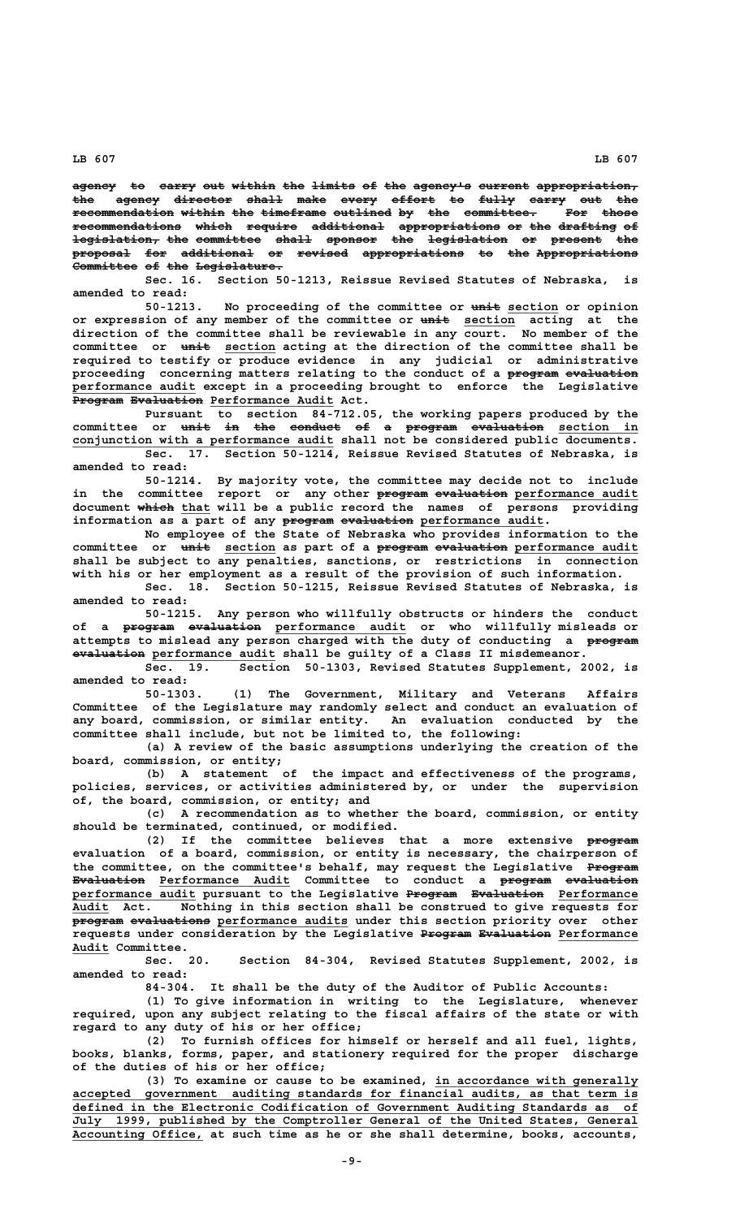~~agency to carry out within the limits of the agency's current appropriation, the agency director shall make every effort to fully carry out the recommendation within the timeframe outlined by the committee. For those recommendations which require additional appropriations or the drafting of legislation, the committee shall sponsor the legislation or present the proposal for additional or revised appropriations to the Appropriations Committee of the Legislature.~~

Sec. 16. Section 50-1213, Reissue Revised Statutes of Nebraska, is amended to read:

50-1213. No proceeding of the committee or ~~unit~~ section or opinion or expression of any member of the committee or ~~unit~~ section acting at the direction of the committee shall be reviewable in any court. No member of the committee or ~~unit~~ section acting at the direction of the committee shall be required to testify or produce evidence in any judicial or administrative proceeding concerning matters relating to the conduct of a ~~program evaluation~~ performance audit except in a proceeding brought to enforce the Legislative ~~Program Evaluation~~ Performance Audit Act.

Pursuant to section 84-712.05, the working papers produced by the committee or ~~unit in the conduct of a program evaluation~~ section in conjunction with a performance audit shall not be considered public documents.

Sec. 17. Section 50-1214, Reissue Revised Statutes of Nebraska, is amended to read:

50-1214. By majority vote, the committee may decide not to include in the committee report or any other ~~program evaluation~~ performance audit document ~~which~~ that will be a public record the names of persons providing information as a part of any ~~program evaluation~~ performance audit.

No employee of the State of Nebraska who provides information to the committee or ~~unit~~ section as part of a ~~program evaluation~~ performance audit shall be subject to any penalties, sanctions, or restrictions in connection with his or her employment as a result of the provision of such information.

Sec. 18. Section 50-1215, Reissue Revised Statutes of Nebraska, is amended to read:

50-1215. Any person who willfully obstructs or hinders the conduct of a ~~program evaluation~~ performance audit or who willfully misleads or attempts to mislead any person charged with the duty of conducting a ~~program evaluation~~ performance audit shall be guilty of a Class II misdemeanor.

Sec. 19. Section 50-1303, Revised Statutes Supplement, 2002, is amended to read:

50-1303. (1) The Government, Military and Veterans Affairs Committee of the Legislature may randomly select and conduct an evaluation of any board, commission, or similar entity. An evaluation conducted by the committee shall include, but not be limited to, the following:

(a) A review of the basic assumptions underlying the creation of the board, commission, or entity;

(b) A statement of the impact and effectiveness of the programs, policies, services, or activities administered by, or under the supervision of, the board, commission, or entity; and

(c) A recommendation as to whether the board, commission, or entity should be terminated, continued, or modified.

(2) If the committee believes that a more extensive ~~program~~ evaluation of a board, commission, or entity is necessary, the chairperson of the committee, on the committee's behalf, may request the Legislative ~~Program Evaluation~~ Performance Audit Committee to conduct a ~~program evaluation~~ performance audit pursuant to the Legislative ~~Program Evaluation~~ Performance Audit Act. Nothing in this section shall be construed to give requests for ~~program evaluations~~ performance audits under this section priority over other requests under consideration by the Legislative ~~Program Evaluation~~ Performance Audit Committee.

Sec. 20. Section 84-304, Revised Statutes Supplement, 2002, is amended to read:

84-304. It shall be the duty of the Auditor of Public Accounts:

(1) To give information in writing to the Legislature, whenever required, upon any subject relating to the fiscal affairs of the state or with regard to any duty of his or her office;

(2) To furnish offices for himself or herself and all fuel, lights, books, blanks, forms, paper, and stationery required for the proper discharge of the duties of his or her office;

(3) To examine or cause to be examined, in accordance with generally accepted government auditing standards for financial audits, as that term is defined in the Electronic Codification of Government Auditing Standards as of July 1999, published by the Comptroller General of the United States, General Accounting Office, at such time as he or she shall determine, books, accounts,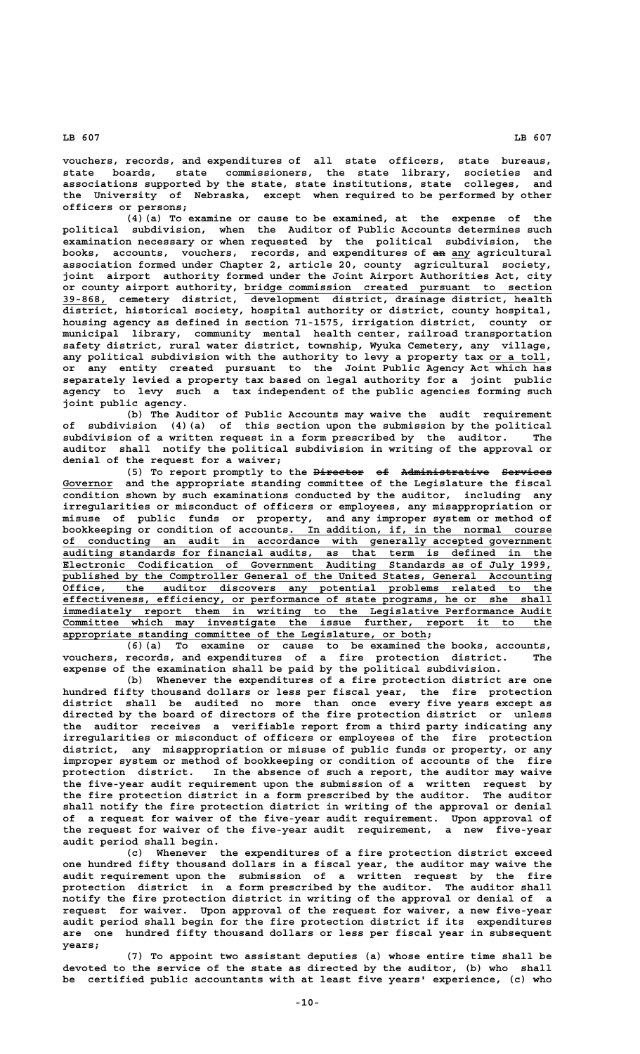vouchers, records, and expenditures of all state officers, state bureaus, state boards, state commissioners, the state library, societies and associations supported by the state, state institutions, state colleges, and the University of Nebraska, except when required to be performed by other officers or persons;

(4)(a) To examine or cause to be examined, at the expense of the political subdivision, when the Auditor of Public Accounts determines such examination necessary or when requested by the political subdivision, the books, accounts, vouchers, records, and expenditures of ~~an~~ any agricultural association formed under Chapter 2, article 20, county agricultural society, joint airport authority formed under the Joint Airport Authorities Act, city or county airport authority, bridge commission created pursuant to section 39-868, cemetery district, development district, drainage district, health district, historical society, hospital authority or district, county hospital, housing agency as defined in section 71-1575, irrigation district, county or municipal library, community mental health center, railroad transportation safety district, rural water district, township, Wyuka Cemetery, any village, any political subdivision with the authority to levy a property tax or a toll, or any entity created pursuant to the Joint Public Agency Act which has separately levied a property tax based on legal authority for a joint public agency to levy such a tax independent of the public agencies forming such joint public agency.

(b) The Auditor of Public Accounts may waive the audit requirement of subdivision (4)(a) of this section upon the submission by the political subdivision of a written request in a form prescribed by the auditor. The auditor shall notify the political subdivision in writing of the approval or denial of the request for a waiver;

(5) To report promptly to the ~~Director of Administrative Services~~ Governor and the appropriate standing committee of the Legislature the fiscal condition shown by such examinations conducted by the auditor, including any irregularities or misconduct of officers or employees, any misappropriation or misuse of public funds or property, and any improper system or method of bookkeeping or condition of accounts. In addition, if, in the normal course of conducting an audit in accordance with generally accepted government auditing standards for financial audits, as that term is defined in the Electronic Codification of Government Auditing Standards as of July 1999, published by the Comptroller General of the United States, General Accounting Office, the auditor discovers any potential problems related to the effectiveness, efficiency, or performance of state programs, he or she shall immediately report them in writing to the Legislative Performance Audit Committee which may investigate the issue further, report it to the appropriate standing committee of the Legislature, or both;

(6)(a) To examine or cause to be examined the books, accounts, vouchers, records, and expenditures of a fire protection district. The expense of the examination shall be paid by the political subdivision.

(b) Whenever the expenditures of a fire protection district are one hundred fifty thousand dollars or less per fiscal year, the fire protection district shall be audited no more than once every five years except as directed by the board of directors of the fire protection district or unless the auditor receives a verifiable report from a third party indicating any irregularities or misconduct of officers or employees of the fire protection district, any misappropriation or misuse of public funds or property, or any improper system or method of bookkeeping or condition of accounts of the fire protection district. In the absence of such a report, the auditor may waive the five-year audit requirement upon the submission of a written request by the fire protection district in a form prescribed by the auditor. The auditor shall notify the fire protection district in writing of the approval or denial of a request for waiver of the five-year audit requirement. Upon approval of the request for waiver of the five-year audit requirement, a new five-year audit period shall begin.

(c) Whenever the expenditures of a fire protection district exceed one hundred fifty thousand dollars in a fiscal year, the auditor may waive the audit requirement upon the submission of a written request by the fire protection district in a form prescribed by the auditor. The auditor shall notify the fire protection district in writing of the approval or denial of a request for waiver. Upon approval of the request for waiver, a new five-year audit period shall begin for the fire protection district if its expenditures are one hundred fifty thousand dollars or less per fiscal year in subsequent years;

(7) To appoint two assistant deputies (a) whose entire time shall be devoted to the service of the state as directed by the auditor, (b) who shall be certified public accountants with at least five years' experience, (c) who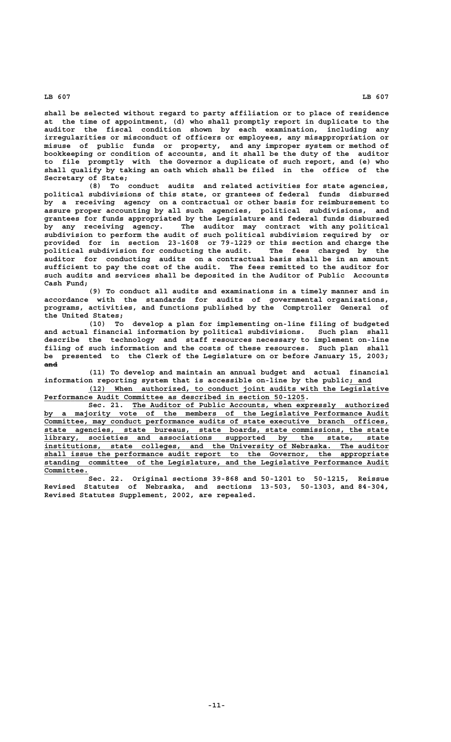shall be selected without regard to party affiliation or to place of residence at the time of appointment, (d) who shall promptly report in duplicate to the auditor the fiscal condition shown by each examination, including any irregularities or misconduct of officers or employees, any misappropriation or misuse of public funds or property, and any improper system or method of bookkeeping or condition of accounts, and it shall be the duty of the auditor to file promptly with the Governor a duplicate of such report, and (e) who shall qualify by taking an oath which shall be filed in the office of the Secretary of State;

(8) To conduct audits and related activities for state agencies, political subdivisions of this state, or grantees of federal funds disbursed by a receiving agency on a contractual or other basis for reimbursement to assure proper accounting by all such agencies, political subdivisions, and grantees for funds appropriated by the Legislature and federal funds disbursed by any receiving agency. The auditor may contract with any political subdivision to perform the audit of such political subdivision required by or provided for in section 23-1608 or 79-1229 or this section and charge the political subdivision for conducting the audit. The fees charged by the auditor for conducting audits on a contractual basis shall be in an amount sufficient to pay the cost of the audit. The fees remitted to the auditor for such audits and services shall be deposited in the Auditor of Public Accounts Cash Fund;

(9) To conduct all audits and examinations in a timely manner and in accordance with the standards for audits of governmental organizations, programs, activities, and functions published by the Comptroller General of the United States;

(10) To develop a plan for implementing on-line filing of budgeted and actual financial information by political subdivisions. Such plan shall describe the technology and staff resources necessary to implement on-line filing of such information and the costs of these resources. Such plan shall be presented to the Clerk of the Legislature on or before January 15, 2003; ~~and~~

(11) To develop and maintain an annual budget and actual financial information reporting system that is accessible on-line by the public; and

(12) When authorized, to conduct joint audits with the Legislative Performance Audit Committee as described in section 50-1205.

Sec. 21. The Auditor of Public Accounts, when expressly authorized by a majority vote of the members of the Legislative Performance Audit Committee, may conduct performance audits of state executive branch offices, state agencies, state bureaus, state boards, state commissions, the state library, societies and associations supported by the state, state institutions, state colleges, and the University of Nebraska. The auditor shall issue the performance audit report to the Governor, the appropriate standing committee of the Legislature, and the Legislative Performance Audit Committee.

Sec. 22. Original sections 39-868 and 50-1201 to 50-1215, Reissue Revised Statutes of Nebraska, and sections 13-503, 50-1303, and 84-304, Revised Statutes Supplement, 2002, are repealed.